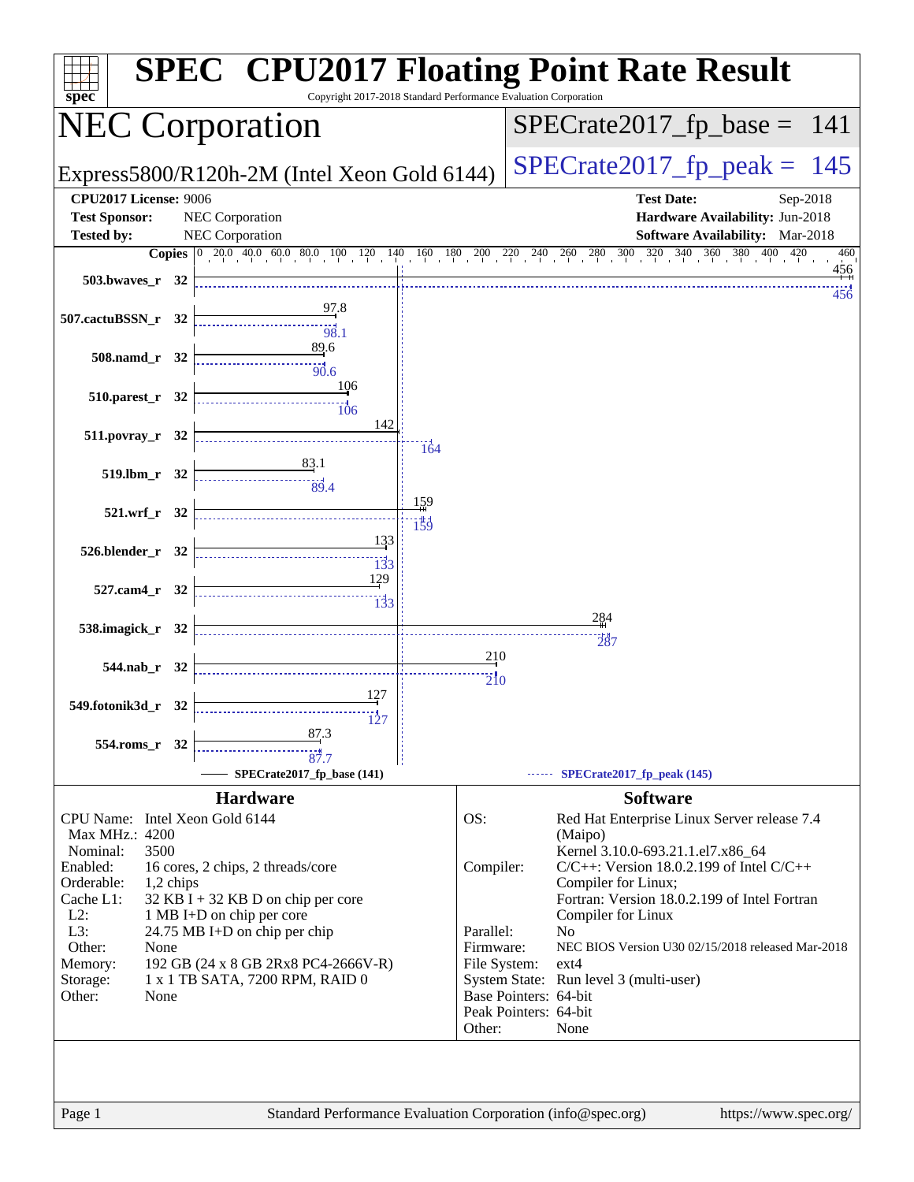# SPEC CPU2017 Floating Point Rate Result

Copyright 2017-2018 Standard Performance Evaluation Corporation

## NEC Corporation

Express5800/R120h-2M (Intel Xeon Gold 6144)

SPECrate2017_fp_base = 141

SPECrate2017_fp_peak = 145

**CPU2017 License:** 9006
**Test Sponsor:** NEC Corporation
**Tested by:** NEC Corporation

**Test Date:** Sep-2018
**Hardware Availability:** Jun-2018
**Software Availability:** Mar-2018

| Benchmark | Copies | Base | Peak |
|---|---|---|---|
| 503.bwaves_r | 32 | 456 | 456 |
| 507.cactuBSSN_r | 32 | 97.8 | 98.1 |
| 508.namd_r | 32 | 89.6 | 90.6 |
| 510.parest_r | 32 | 106 | 106 |
| 511.povray_r | 32 | 142 | 164 |
| 519.lbm_r | 32 | 83.1 | 89.4 |
| 521.wrf_r | 32 | 159 | 159 |
| 526.blender_r | 32 | 133 | 133 |
| 527.cam4_r | 32 | 129 | 133 |
| 538.imagick_r | 32 | 284 | 287 |
| 544.nab_r | 32 | 210 | 210 |
| 549.fotonik3d_r | 32 | 127 | 127 |
| 554.roms_r | 32 | 87.3 | 87.7 |

SPECrate2017_fp_base (141) — SPECrate2017_fp_peak (145)

## Hardware

| | |
|---|---|
| CPU Name: | Intel Xeon Gold 6144 |
| Max MHz.: | 4200 |
| Nominal: | 3500 |
| Enabled: | 16 cores, 2 chips, 2 threads/core |
| Orderable: | 1,2 chips |
| Cache L1: | 32 KB I + 32 KB D on chip per core |
| L2: | 1 MB I+D on chip per core |
| L3: | 24.75 MB I+D on chip per chip |
| Other: | None |
| Memory: | 192 GB (24 x 8 GB 2Rx8 PC4-2666V-R) |
| Storage: | 1 x 1 TB SATA, 7200 RPM, RAID 0 |
| Other: | None |

## Software

| | |
|---|---|
| OS: | Red Hat Enterprise Linux Server release 7.4 (Maipo) Kernel 3.10.0-693.21.1.el7.x86_64 |
| Compiler: | C/C++: Version 18.0.2.199 of Intel C/C++ Compiler for Linux; Fortran: Version 18.0.2.199 of Intel Fortran Compiler for Linux |
| Parallel: | No |
| Firmware: | NEC BIOS Version U30 02/15/2018 released Mar-2018 |
| File System: | ext4 |
| System State: | Run level 3 (multi-user) |
| Base Pointers: | 64-bit |
| Peak Pointers: | 64-bit |
| Other: | None |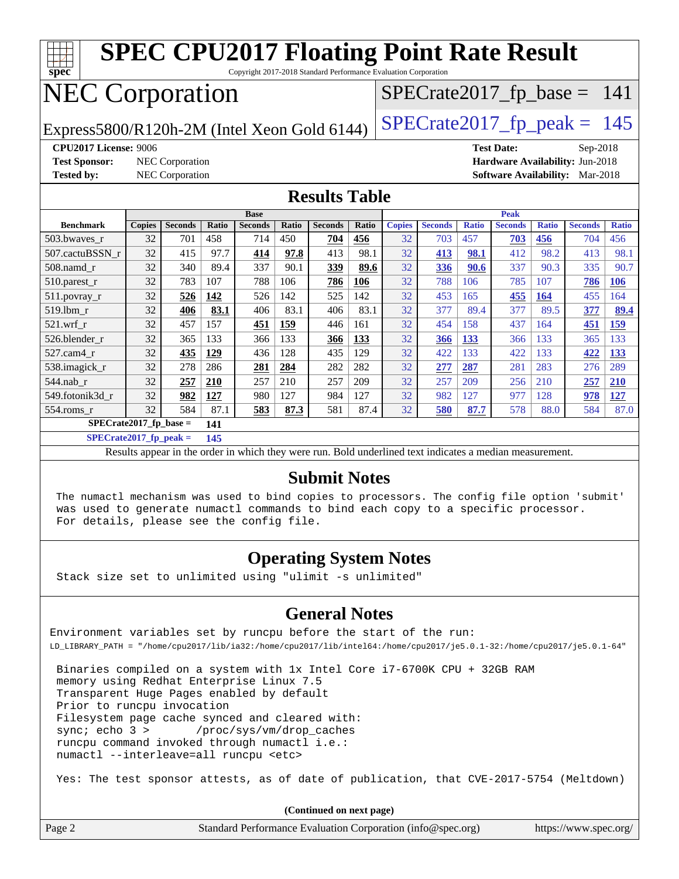# SPEC CPU2017 Floating Point Rate Result

Copyright 2017-2018 Standard Performance Evaluation Corporation

# NEC Corporation

Express5800/R120h-2M (Intel Xeon Gold 6144)

SPECrate2017_fp_base = 141

SPECrate2017_fp_peak = 145

**CPU2017 License:** 9006
**Test Sponsor:** NEC Corporation
**Tested by:** NEC Corporation

**Test Date:** Sep-2018
**Hardware Availability:** Jun-2018
**Software Availability:** Mar-2018

## Results Table

| Benchmark | Base | | | | | | | Peak | | | | | | |
|---|---|---|---|---|---|---|---|---|---|---|---|---|---|---|
| | Copies | Seconds | Ratio | Seconds | Ratio | Seconds | Ratio | Copies | Seconds | Ratio | Seconds | Ratio | Seconds | Ratio |
| 503.bwaves_r | 32 | 701 | 458 | 714 | 450 | **704** | **456** | 32 | 703 | 457 | **703** | **456** | 704 | 456 |
| 507.cactuBSSN_r | 32 | 415 | 97.7 | **414** | **97.8** | 413 | 98.1 | 32 | **413** | **98.1** | 412 | 98.2 | 413 | 98.1 |
| 508.namd_r | 32 | 340 | 89.4 | 337 | 90.1 | **339** | **89.6** | 32 | **336** | **90.6** | 337 | 90.3 | 335 | 90.7 |
| 510.parest_r | 32 | 783 | 107 | 788 | 106 | **786** | **106** | 32 | 788 | 106 | 785 | 107 | **786** | **106** |
| 511.povray_r | 32 | **526** | **142** | 526 | 142 | 525 | 142 | 32 | 453 | 165 | **455** | **164** | 455 | 164 |
| 519.lbm_r | 32 | **406** | **83.1** | 406 | 83.1 | 406 | 83.1 | 32 | 377 | 89.4 | 377 | 89.5 | **377** | **89.4** |
| 521.wrf_r | 32 | 457 | 157 | **451** | **159** | 446 | 161 | 32 | 454 | 158 | 437 | 164 | **451** | **159** |
| 526.blender_r | 32 | 365 | 133 | 366 | 133 | **366** | **133** | 32 | **366** | **133** | 366 | 133 | 365 | 133 |
| 527.cam4_r | 32 | **435** | **129** | 436 | 128 | 435 | 129 | 32 | 422 | 133 | 422 | 133 | **422** | **133** |
| 538.imagick_r | 32 | 278 | 286 | **281** | **284** | 282 | 282 | 32 | **277** | **287** | 281 | 283 | 276 | 289 |
| 544.nab_r | 32 | **257** | **210** | 257 | 210 | 257 | 209 | 32 | 257 | 209 | 256 | 210 | **257** | **210** |
| 549.fotonik3d_r | 32 | **982** | **127** | 980 | 127 | 984 | 127 | 32 | 982 | 127 | 977 | 128 | **978** | **127** |
| 554.roms_r | 32 | 584 | 87.1 | **583** | **87.3** | 581 | 87.4 | 32 | **580** | **87.7** | 578 | 88.0 | 584 | 87.0 |

**SPECrate2017_fp_base = 141**

**SPECrate2017_fp_peak = 145**

Results appear in the order in which they were run. Bold underlined text indicates a median measurement.

## Submit Notes

The numactl mechanism was used to bind copies to processors. The config file option 'submit' was used to generate numactl commands to bind each copy to a specific processor. For details, please see the config file.

## Operating System Notes

Stack size set to unlimited using "ulimit -s unlimited"

## General Notes

Environment variables set by runcpu before the start of the run:
LD_LIBRARY_PATH = "/home/cpu2017/lib/ia32:/home/cpu2017/lib/intel64:/home/cpu2017/je5.0.1-32:/home/cpu2017/je5.0.1-64"

Binaries compiled on a system with 1x Intel Core i7-6700K CPU + 32GB RAM memory using Redhat Enterprise Linux 7.5
Transparent Huge Pages enabled by default
Prior to runcpu invocation
Filesystem page cache synced and cleared with:
sync; echo 3 > /proc/sys/vm/drop_caches
runcpu command invoked through numactl i.e.:
numactl --interleave=all runcpu <etc>

Yes: The test sponsor attests, as of date of publication, that CVE-2017-5754 (Meltdown)

(Continued on next page)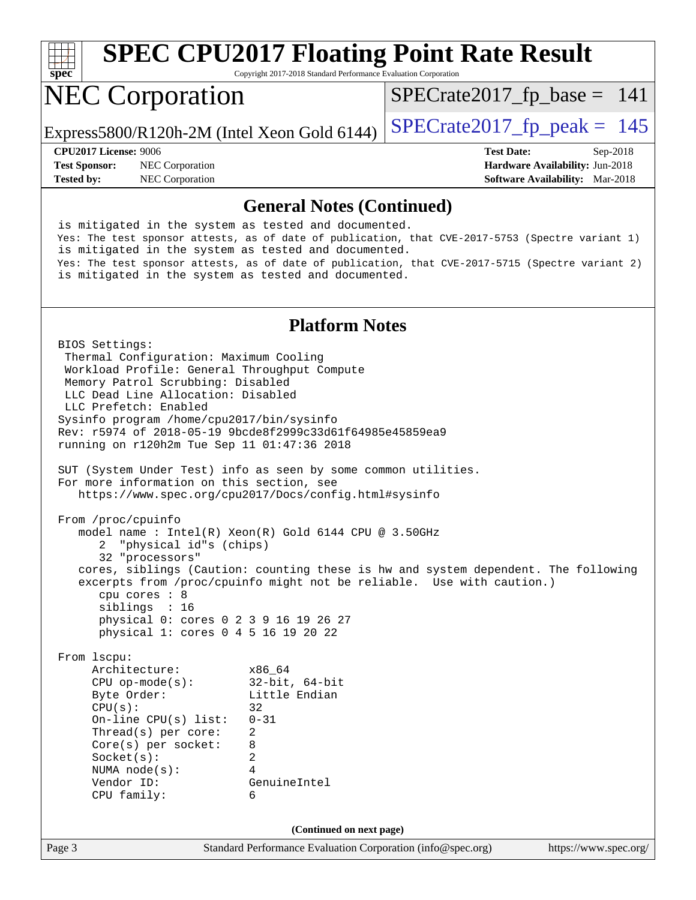## General Notes (Continued)

```
is mitigated in the system as tested and documented.
Yes: The test sponsor attests, as of date of publication, that CVE-2017-5753 (Spectre variant 1)
is mitigated in the system as tested and documented.
Yes: The test sponsor attests, as of date of publication, that CVE-2017-5715 (Spectre variant 2)
is mitigated in the system as tested and documented.
```

## Platform Notes

```
BIOS Settings:
 Thermal Configuration: Maximum Cooling
 Workload Profile: General Throughput Compute
 Memory Patrol Scrubbing: Disabled
 LLC Dead Line Allocation: Disabled
 LLC Prefetch: Enabled
Sysinfo program /home/cpu2017/bin/sysinfo
Rev: r5974 of 2018-05-19 9bcde8f2999c33d61f64985e45859ea9
running on r120h2m Tue Sep 11 01:47:36 2018

SUT (System Under Test) info as seen by some common utilities.
For more information on this section, see
   https://www.spec.org/cpu2017/Docs/config.html#sysinfo

From /proc/cpuinfo
   model name : Intel(R) Xeon(R) Gold 6144 CPU @ 3.50GHz
      2  "physical id"s (chips)
      32 "processors"
   cores, siblings (Caution: counting these is hw and system dependent. The following
   excerpts from /proc/cpuinfo might not be reliable.  Use with caution.)
      cpu cores : 8
      siblings  : 16
      physical 0: cores 0 2 3 9 16 19 26 27
      physical 1: cores 0 4 5 16 19 20 22

From lscpu:
     Architecture:          x86_64
     CPU op-mode(s):        32-bit, 64-bit
     Byte Order:            Little Endian
     CPU(s):                32
     On-line CPU(s) list:   0-31
     Thread(s) per core:    2
     Core(s) per socket:    8
     Socket(s):             2
     NUMA node(s):          4
     Vendor ID:             GenuineIntel
     CPU family:            6
```

(Continued on next page)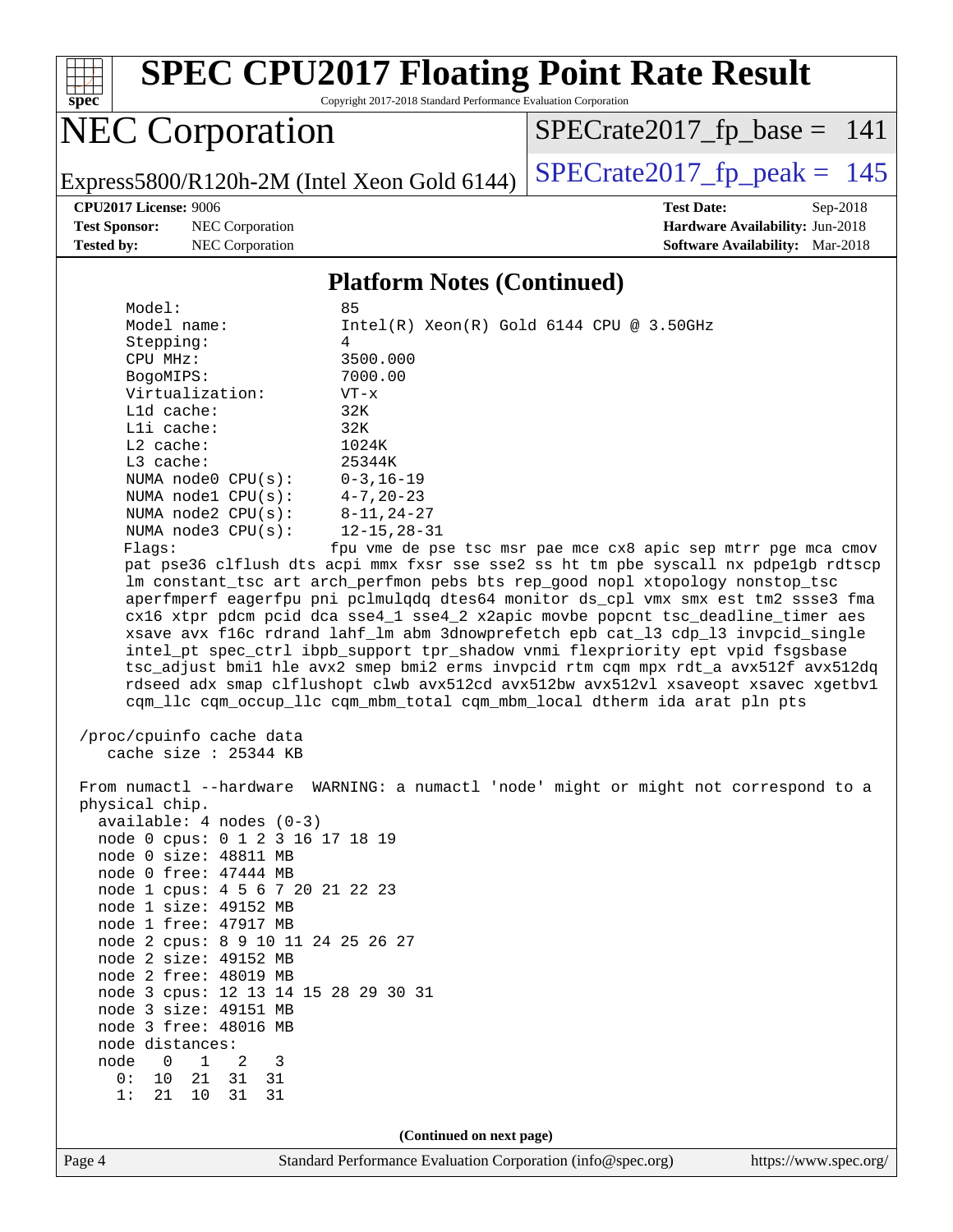# SPEC CPU2017 Floating Point Rate Result

Copyright 2017-2018 Standard Performance Evaluation Corporation

## NEC Corporation

Express5800/R120h-2M (Intel Xeon Gold 6144)

SPECrate2017_fp_base = 141

SPECrate2017_fp_peak = 145

**CPU2017 License:** 9006
**Test Sponsor:** NEC Corporation
**Tested by:** NEC Corporation

**Test Date:** Sep-2018
**Hardware Availability:** Jun-2018
**Software Availability:** Mar-2018

### Platform Notes (Continued)

```
     Model:                 85
     Model name:            Intel(R) Xeon(R) Gold 6144 CPU @ 3.50GHz
     Stepping:              4
     CPU MHz:               3500.000
     BogoMIPS:              7000.00
     Virtualization:        VT-x
     L1d cache:             32K
     L1i cache:             32K
     L2 cache:              1024K
     L3 cache:              25344K
     NUMA node0 CPU(s):     0-3,16-19
     NUMA node1 CPU(s):     4-7,20-23
     NUMA node2 CPU(s):     8-11,24-27
     NUMA node3 CPU(s):     12-15,28-31
     Flags:                 fpu vme de pse tsc msr pae mce cx8 apic sep mtrr pge mca cmov
     pat pse36 clflush dts acpi mmx fxsr sse sse2 ss ht tm pbe syscall nx pdpe1gb rdtscp
     lm constant_tsc art arch_perfmon pebs bts rep_good nopl xtopology nonstop_tsc
     aperfmperf eagerfpu pni pclmulqdq dtes64 monitor ds_cpl vmx smx est tm2 ssse3 fma
     cx16 xtpr pdcm pcid dca sse4_1 sse4_2 x2apic movbe popcnt tsc_deadline_timer aes
     xsave avx f16c rdrand lahf_lm abm 3dnowprefetch epb cat_l3 cdp_l3 invpcid_single
     intel_pt spec_ctrl ibpb_support tpr_shadow vnmi flexpriority ept vpid fsgsbase
     tsc_adjust bmi1 hle avx2 smep bmi2 erms invpcid rtm cqm mpx rdt_a avx512f avx512dq
     rdseed adx smap clflushopt clwb avx512cd avx512bw avx512vl xsaveopt xsavec xgetbv1
     cqm_llc cqm_occup_llc cqm_mbm_total cqm_mbm_local dtherm ida arat pln pts

 /proc/cpuinfo cache data
    cache size : 25344 KB

 From numactl --hardware  WARNING: a numactl 'node' might or might not correspond to a
 physical chip.
   available: 4 nodes (0-3)
   node 0 cpus: 0 1 2 3 16 17 18 19
   node 0 size: 48811 MB
   node 0 free: 47444 MB
   node 1 cpus: 4 5 6 7 20 21 22 23
   node 1 size: 49152 MB
   node 1 free: 47917 MB
   node 2 cpus: 8 9 10 11 24 25 26 27
   node 2 size: 49152 MB
   node 2 free: 48019 MB
   node 3 cpus: 12 13 14 15 28 29 30 31
   node 3 size: 49151 MB
   node 3 free: 48016 MB
   node distances:
   node   0   1   2   3
     0:  10  21  31  31
     1:  21  10  31  31
```

(Continued on next page)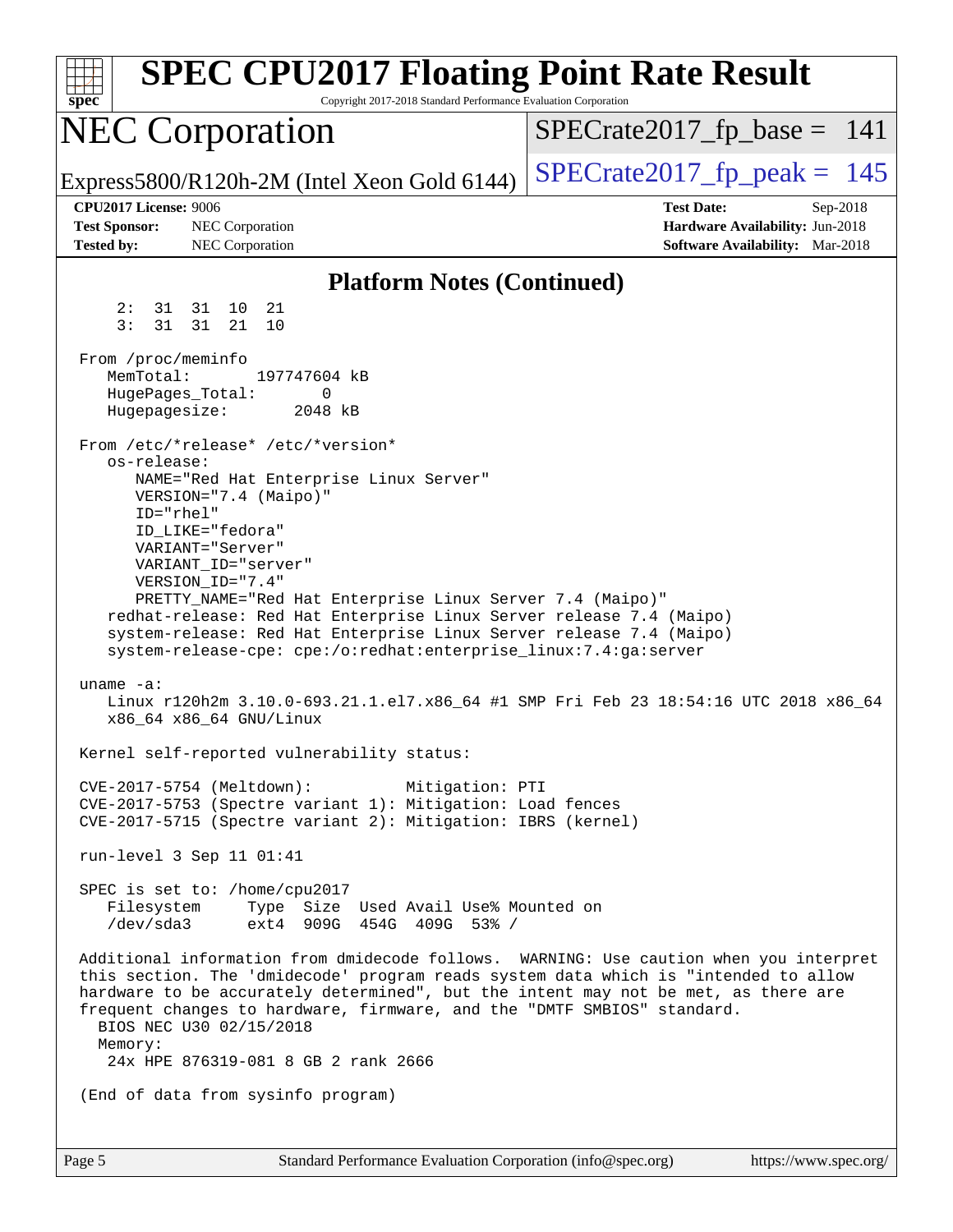## Platform Notes (Continued)

```
     2:  31  31  10  21
     3:  31  31  21  10

 From /proc/meminfo
    MemTotal:       197747604 kB
    HugePages_Total:       0
    Hugepagesize:       2048 kB

 From /etc/*release* /etc/*version*
    os-release:
       NAME="Red Hat Enterprise Linux Server"
       VERSION="7.4 (Maipo)"
       ID="rhel"
       ID_LIKE="fedora"
       VARIANT="Server"
       VARIANT_ID="server"
       VERSION_ID="7.4"
       PRETTY_NAME="Red Hat Enterprise Linux Server 7.4 (Maipo)"
    redhat-release: Red Hat Enterprise Linux Server release 7.4 (Maipo)
    system-release: Red Hat Enterprise Linux Server release 7.4 (Maipo)
    system-release-cpe: cpe:/o:redhat:enterprise_linux:7.4:ga:server

 uname -a:
    Linux r120h2m 3.10.0-693.21.1.el7.x86_64 #1 SMP Fri Feb 23 18:54:16 UTC 2018 x86_64
    x86_64 x86_64 GNU/Linux

 Kernel self-reported vulnerability status:

 CVE-2017-5754 (Meltdown):          Mitigation: PTI
 CVE-2017-5753 (Spectre variant 1): Mitigation: Load fences
 CVE-2017-5715 (Spectre variant 2): Mitigation: IBRS (kernel)

 run-level 3 Sep 11 01:41

 SPEC is set to: /home/cpu2017
    Filesystem     Type  Size  Used Avail Use% Mounted on
    /dev/sda3      ext4  909G  454G  409G  53% /

 Additional information from dmidecode follows.  WARNING: Use caution when you interpret
 this section. The 'dmidecode' program reads system data which is "intended to allow
 hardware to be accurately determined", but the intent may not be met, as there are
 frequent changes to hardware, firmware, and the "DMTF SMBIOS" standard.
   BIOS NEC U30 02/15/2018
   Memory:
    24x HPE 876319-081 8 GB 2 rank 2666

 (End of data from sysinfo program)
```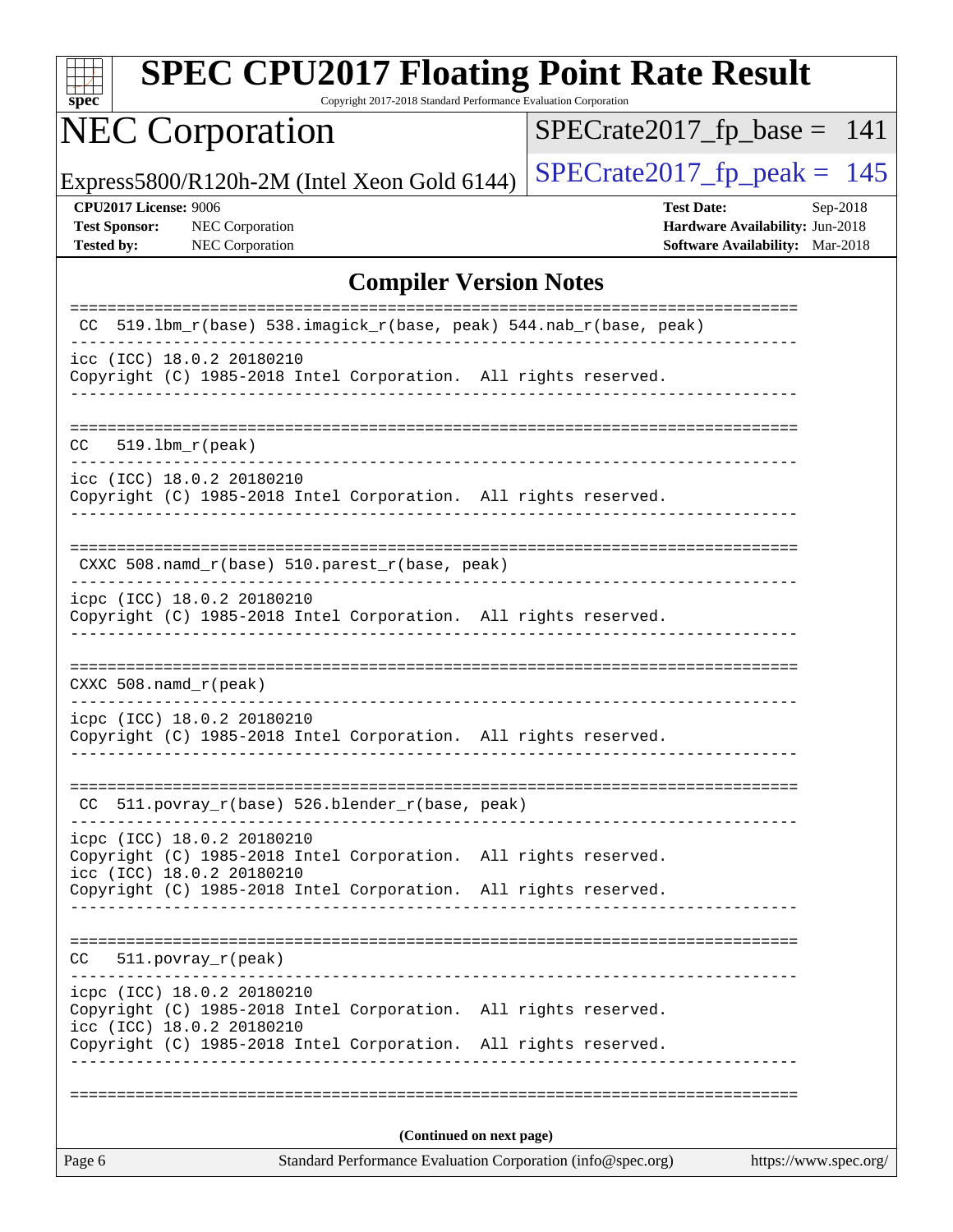## Compiler Version Notes

```
==============================================================================
 CC  519.lbm_r(base) 538.imagick_r(base, peak) 544.nab_r(base, peak)
------------------------------------------------------------------------------
icc (ICC) 18.0.2 20180210
Copyright (C) 1985-2018 Intel Corporation.  All rights reserved.
------------------------------------------------------------------------------

==============================================================================
CC   519.lbm_r(peak)
------------------------------------------------------------------------------
icc (ICC) 18.0.2 20180210
Copyright (C) 1985-2018 Intel Corporation.  All rights reserved.
------------------------------------------------------------------------------

==============================================================================
 CXXC 508.namd_r(base) 510.parest_r(base, peak)
------------------------------------------------------------------------------
icpc (ICC) 18.0.2 20180210
Copyright (C) 1985-2018 Intel Corporation.  All rights reserved.
------------------------------------------------------------------------------

==============================================================================
CXXC 508.namd_r(peak)
------------------------------------------------------------------------------
icpc (ICC) 18.0.2 20180210
Copyright (C) 1985-2018 Intel Corporation.  All rights reserved.
------------------------------------------------------------------------------

==============================================================================
 CC  511.povray_r(base) 526.blender_r(base, peak)
------------------------------------------------------------------------------
icpc (ICC) 18.0.2 20180210
Copyright (C) 1985-2018 Intel Corporation.  All rights reserved.
icc (ICC) 18.0.2 20180210
Copyright (C) 1985-2018 Intel Corporation.  All rights reserved.
------------------------------------------------------------------------------

==============================================================================
CC   511.povray_r(peak)
------------------------------------------------------------------------------
icpc (ICC) 18.0.2 20180210
Copyright (C) 1985-2018 Intel Corporation.  All rights reserved.
icc (ICC) 18.0.2 20180210
Copyright (C) 1985-2018 Intel Corporation.  All rights reserved.
------------------------------------------------------------------------------

==============================================================================
```

**(Continued on next page)**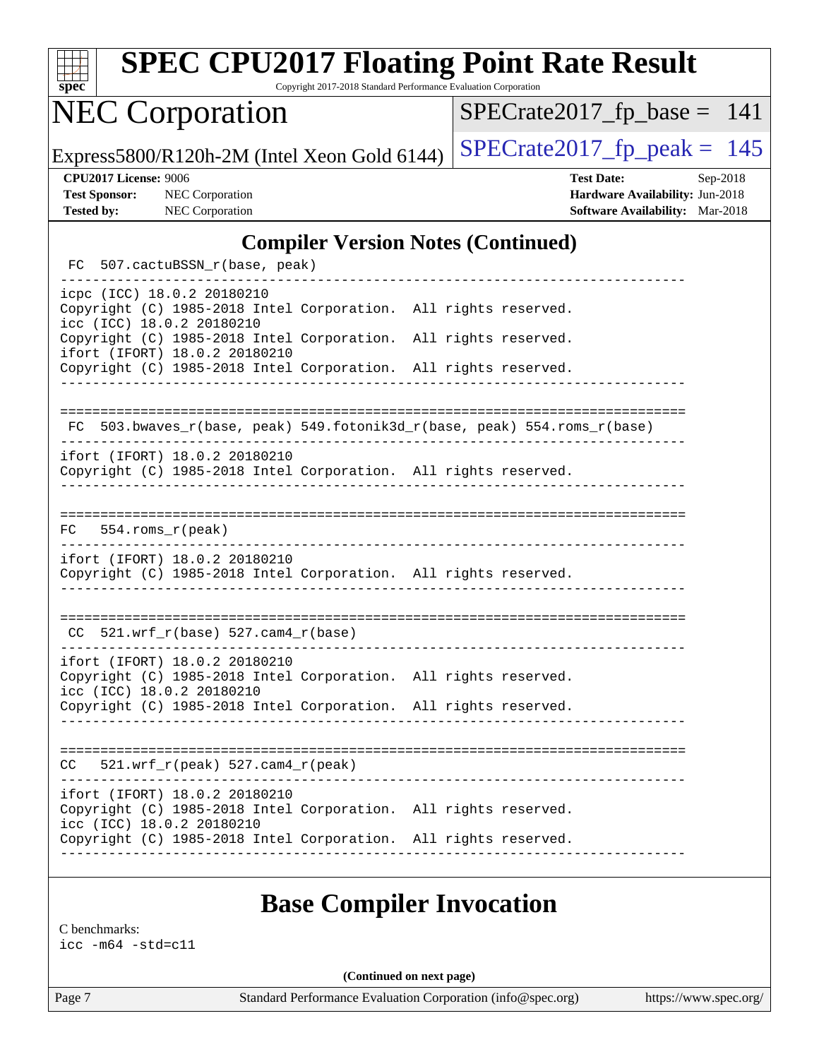## Compiler Version Notes (Continued)

```
 FC  507.cactuBSSN_r(base, peak)
------------------------------------------------------------------------------
icpc (ICC) 18.0.2 20180210
Copyright (C) 1985-2018 Intel Corporation.  All rights reserved.
icc (ICC) 18.0.2 20180210
Copyright (C) 1985-2018 Intel Corporation.  All rights reserved.
ifort (IFORT) 18.0.2 20180210
Copyright (C) 1985-2018 Intel Corporation.  All rights reserved.
------------------------------------------------------------------------------

==============================================================================
 FC  503.bwaves_r(base, peak) 549.fotonik3d_r(base, peak) 554.roms_r(base)
------------------------------------------------------------------------------
ifort (IFORT) 18.0.2 20180210
Copyright (C) 1985-2018 Intel Corporation.  All rights reserved.
------------------------------------------------------------------------------

==============================================================================
FC   554.roms_r(peak)
------------------------------------------------------------------------------
ifort (IFORT) 18.0.2 20180210
Copyright (C) 1985-2018 Intel Corporation.  All rights reserved.
------------------------------------------------------------------------------

==============================================================================
 CC  521.wrf_r(base) 527.cam4_r(base)
------------------------------------------------------------------------------
ifort (IFORT) 18.0.2 20180210
Copyright (C) 1985-2018 Intel Corporation.  All rights reserved.
icc (ICC) 18.0.2 20180210
Copyright (C) 1985-2018 Intel Corporation.  All rights reserved.
------------------------------------------------------------------------------

==============================================================================
CC   521.wrf_r(peak) 527.cam4_r(peak)
------------------------------------------------------------------------------
ifort (IFORT) 18.0.2 20180210
Copyright (C) 1985-2018 Intel Corporation.  All rights reserved.
icc (ICC) 18.0.2 20180210
Copyright (C) 1985-2018 Intel Corporation.  All rights reserved.
------------------------------------------------------------------------------
```

## Base Compiler Invocation

C benchmarks:
icc -m64 -std=c11

(Continued on next page)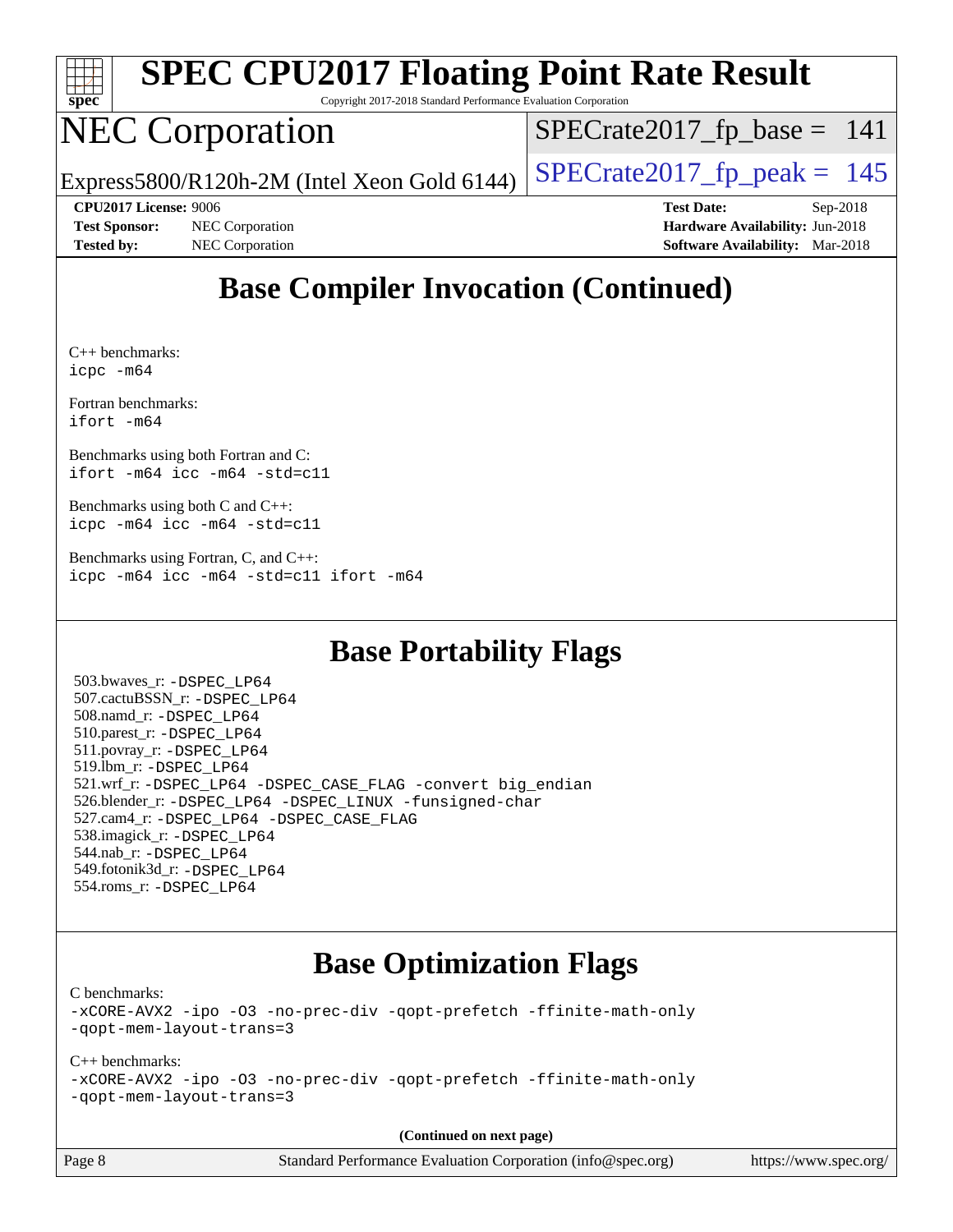## Base Compiler Invocation (Continued)

C++ benchmarks:
`icpc -m64`

Fortran benchmarks:
`ifort -m64`

Benchmarks using both Fortran and C:
`ifort -m64 icc -m64 -std=c11`

Benchmarks using both C and C++:
`icpc -m64 icc -m64 -std=c11`

Benchmarks using Fortran, C, and C++:
`icpc -m64 icc -m64 -std=c11 ifort -m64`

## Base Portability Flags

503.bwaves_r: `-DSPEC_LP64`
507.cactuBSSN_r: `-DSPEC_LP64`
508.namd_r: `-DSPEC_LP64`
510.parest_r: `-DSPEC_LP64`
511.povray_r: `-DSPEC_LP64`
519.lbm_r: `-DSPEC_LP64`
521.wrf_r: `-DSPEC_LP64 -DSPEC_CASE_FLAG -convert big_endian`
526.blender_r: `-DSPEC_LP64 -DSPEC_LINUX -funsigned-char`
527.cam4_r: `-DSPEC_LP64 -DSPEC_CASE_FLAG`
538.imagick_r: `-DSPEC_LP64`
544.nab_r: `-DSPEC_LP64`
549.fotonik3d_r: `-DSPEC_LP64`
554.roms_r: `-DSPEC_LP64`

## Base Optimization Flags

C benchmarks:
`-xCORE-AVX2 -ipo -O3 -no-prec-div -qopt-prefetch -ffinite-math-only -qopt-mem-layout-trans=3`

C++ benchmarks:
`-xCORE-AVX2 -ipo -O3 -no-prec-div -qopt-prefetch -ffinite-math-only -qopt-mem-layout-trans=3`

**(Continued on next page)**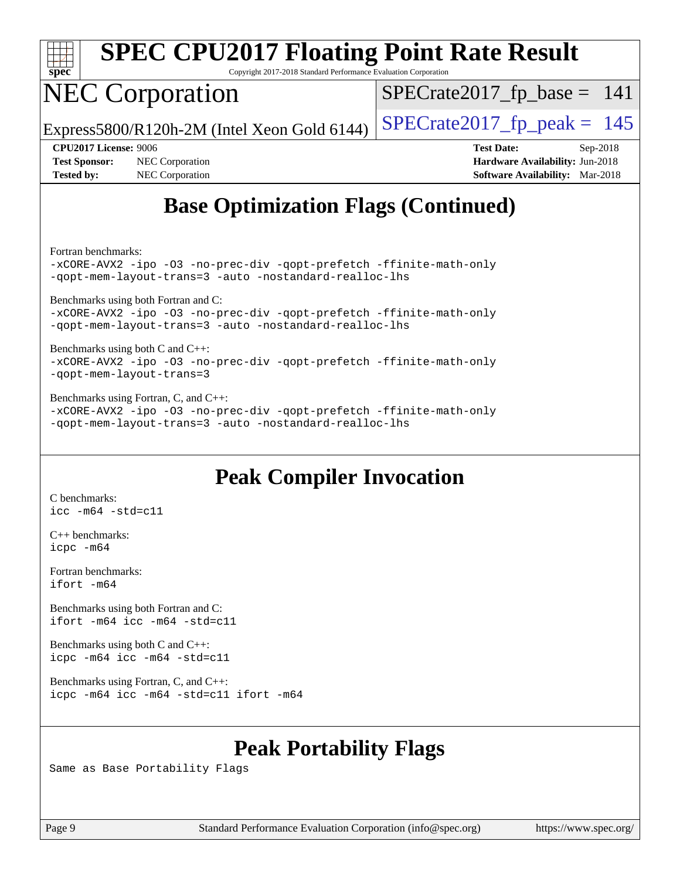## Base Optimization Flags (Continued)

Fortran benchmarks:

```
-xCORE-AVX2 -ipo -O3 -no-prec-div -qopt-prefetch -ffinite-math-only
-qopt-mem-layout-trans=3 -auto -nostandard-realloc-lhs
```

Benchmarks using both Fortran and C:

```
-xCORE-AVX2 -ipo -O3 -no-prec-div -qopt-prefetch -ffinite-math-only
-qopt-mem-layout-trans=3 -auto -nostandard-realloc-lhs
```

Benchmarks using both C and C++:

```
-xCORE-AVX2 -ipo -O3 -no-prec-div -qopt-prefetch -ffinite-math-only
-qopt-mem-layout-trans=3
```

Benchmarks using Fortran, C, and C++:

```
-xCORE-AVX2 -ipo -O3 -no-prec-div -qopt-prefetch -ffinite-math-only
-qopt-mem-layout-trans=3 -auto -nostandard-realloc-lhs
```

## Peak Compiler Invocation

C benchmarks:

```
icc -m64 -std=c11
```

C++ benchmarks:

```
icpc -m64
```

Fortran benchmarks:

```
ifort -m64
```

Benchmarks using both Fortran and C:

```
ifort -m64 icc -m64 -std=c11
```

Benchmarks using both C and C++:

```
icpc -m64 icc -m64 -std=c11
```

Benchmarks using Fortran, C, and C++:

```
icpc -m64 icc -m64 -std=c11 ifort -m64
```

## Peak Portability Flags

Same as Base Portability Flags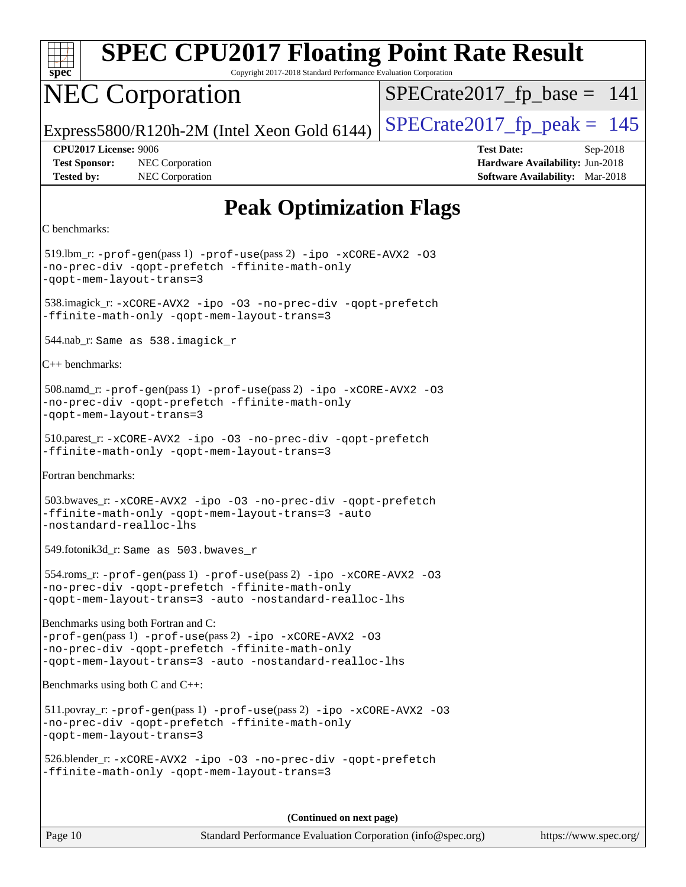# Peak Optimization Flags

C benchmarks:

519.lbm_r: `-prof-gen`(pass 1) `-prof-use`(pass 2) `-ipo -xCORE-AVX2 -O3 -no-prec-div -qopt-prefetch -ffinite-math-only -qopt-mem-layout-trans=3`

538.imagick_r: `-xCORE-AVX2 -ipo -O3 -no-prec-div -qopt-prefetch -ffinite-math-only -qopt-mem-layout-trans=3`

544.nab_r: `Same as 538.imagick_r`

C++ benchmarks:

508.namd_r: `-prof-gen`(pass 1) `-prof-use`(pass 2) `-ipo -xCORE-AVX2 -O3 -no-prec-div -qopt-prefetch -ffinite-math-only -qopt-mem-layout-trans=3`

510.parest_r: `-xCORE-AVX2 -ipo -O3 -no-prec-div -qopt-prefetch -ffinite-math-only -qopt-mem-layout-trans=3`

Fortran benchmarks:

503.bwaves_r: `-xCORE-AVX2 -ipo -O3 -no-prec-div -qopt-prefetch -ffinite-math-only -qopt-mem-layout-trans=3 -auto -nostandard-realloc-lhs`

549.fotonik3d_r: `Same as 503.bwaves_r`

554.roms_r: `-prof-gen`(pass 1) `-prof-use`(pass 2) `-ipo -xCORE-AVX2 -O3 -no-prec-div -qopt-prefetch -ffinite-math-only -qopt-mem-layout-trans=3 -auto -nostandard-realloc-lhs`

Benchmarks using both Fortran and C:
`-prof-gen`(pass 1) `-prof-use`(pass 2) `-ipo -xCORE-AVX2 -O3 -no-prec-div -qopt-prefetch -ffinite-math-only -qopt-mem-layout-trans=3 -auto -nostandard-realloc-lhs`

Benchmarks using both C and C++:

511.povray_r: `-prof-gen`(pass 1) `-prof-use`(pass 2) `-ipo -xCORE-AVX2 -O3 -no-prec-div -qopt-prefetch -ffinite-math-only -qopt-mem-layout-trans=3`

526.blender_r: `-xCORE-AVX2 -ipo -O3 -no-prec-div -qopt-prefetch -ffinite-math-only -qopt-mem-layout-trans=3`

**(Continued on next page)**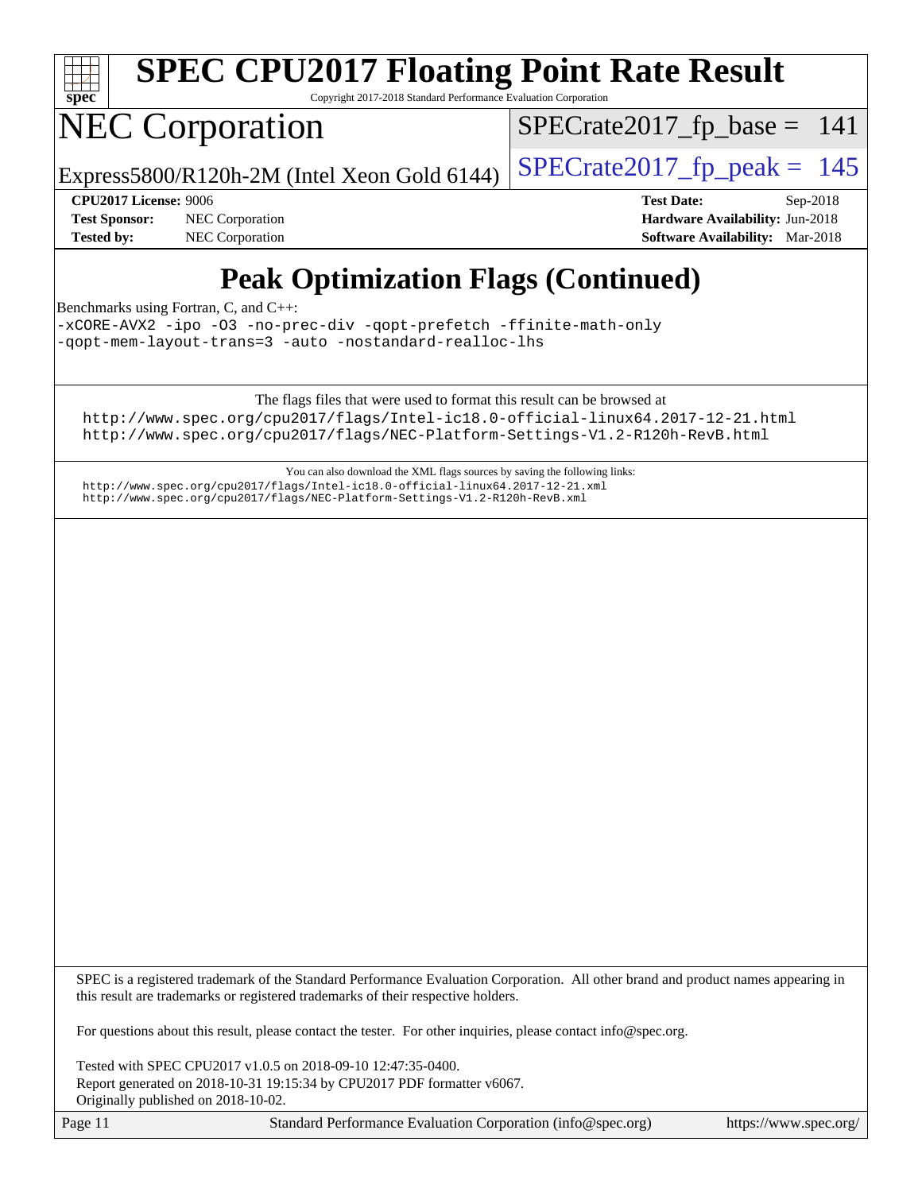# Peak Optimization Flags (Continued)

Benchmarks using Fortran, C, and C++:

```
-xCORE-AVX2 -ipo -O3 -no-prec-div -qopt-prefetch -ffinite-math-only
-qopt-mem-layout-trans=3 -auto -nostandard-realloc-lhs
```

The flags files that were used to format this result can be browsed at

http://www.spec.org/cpu2017/flags/Intel-ic18.0-official-linux64.2017-12-21.html
http://www.spec.org/cpu2017/flags/NEC-Platform-Settings-V1.2-R120h-RevB.html

You can also download the XML flags sources by saving the following links:

http://www.spec.org/cpu2017/flags/Intel-ic18.0-official-linux64.2017-12-21.xml
http://www.spec.org/cpu2017/flags/NEC-Platform-Settings-V1.2-R120h-RevB.xml

SPEC is a registered trademark of the Standard Performance Evaluation Corporation. All other brand and product names appearing in this result are trademarks or registered trademarks of their respective holders.

For questions about this result, please contact the tester. For other inquiries, please contact info@spec.org.

Tested with SPEC CPU2017 v1.0.5 on 2018-09-10 12:47:35-0400.
Report generated on 2018-10-31 19:15:34 by CPU2017 PDF formatter v6067.
Originally published on 2018-10-02.